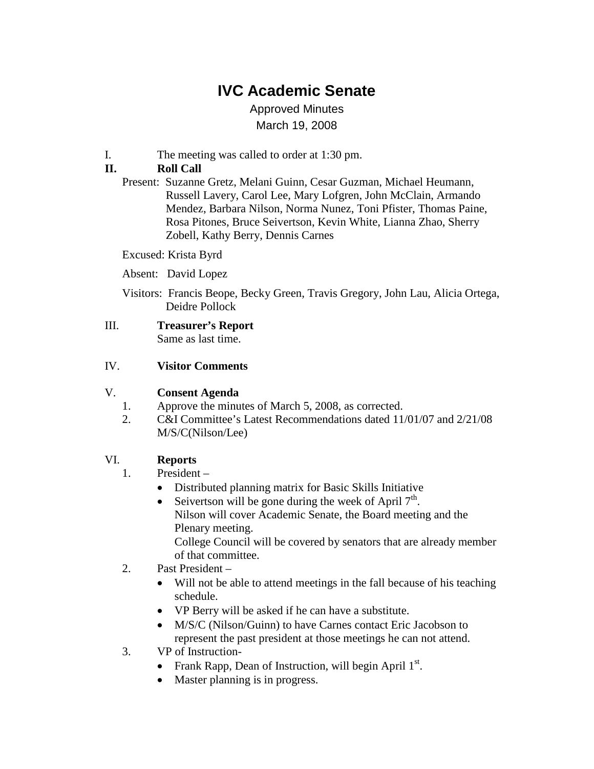# IVC Academic Senate

Approved Minutes

March 19, 2008

I. The meeting was called to order at 1:30 pm.

**II. Roll Call**

Present: Suzanne Gretz, Melani Guinn, Cesar Guzman, Michael Heumann, Russell Lavery, Carol Lee, Mary Lofgren, John McClain, Armando Mendez, Barbara Nilson, Norma Nunez, Toni Pfister, Thomas Paine, Rosa Pitones, Bruce Seivertson, Kevin White, Lianna Zhao, Sherry Zobell, Kathy Berry, Dennis Carnes

Excused: Krista Byrd

Absent: David Lopez

Visitors: Francis Beope, Becky Green, Travis Gregory, John Lau, Alicia Ortega, Deidre Pollock

III. **Treasurer's Report**

Same as last time.

IV. **Visitor Comments**

V. **Consent Agenda**

1. Approve the minutes of March 5, 2008, as corrected.
2. C&I Committee's Latest Recommendations dated 11/01/07 and 2/21/08 M/S/C(Nilson/Lee)

VI. **Reports**

1. President –
   - Distributed planning matrix for Basic Skills Initiative
   - Seivertson will be gone during the week of April 7th.
     Nilson will cover Academic Senate, the Board meeting and the Plenary meeting.
     College Council will be covered by senators that are already member of that committee.
2. Past President –
   - Will not be able to attend meetings in the fall because of his teaching schedule.
   - VP Berry will be asked if he can have a substitute.
   - M/S/C (Nilson/Guinn) to have Carnes contact Eric Jacobson to represent the past president at those meetings he can not attend.
3. VP of Instruction-
   - Frank Rapp, Dean of Instruction, will begin April 1st.
   - Master planning is in progress.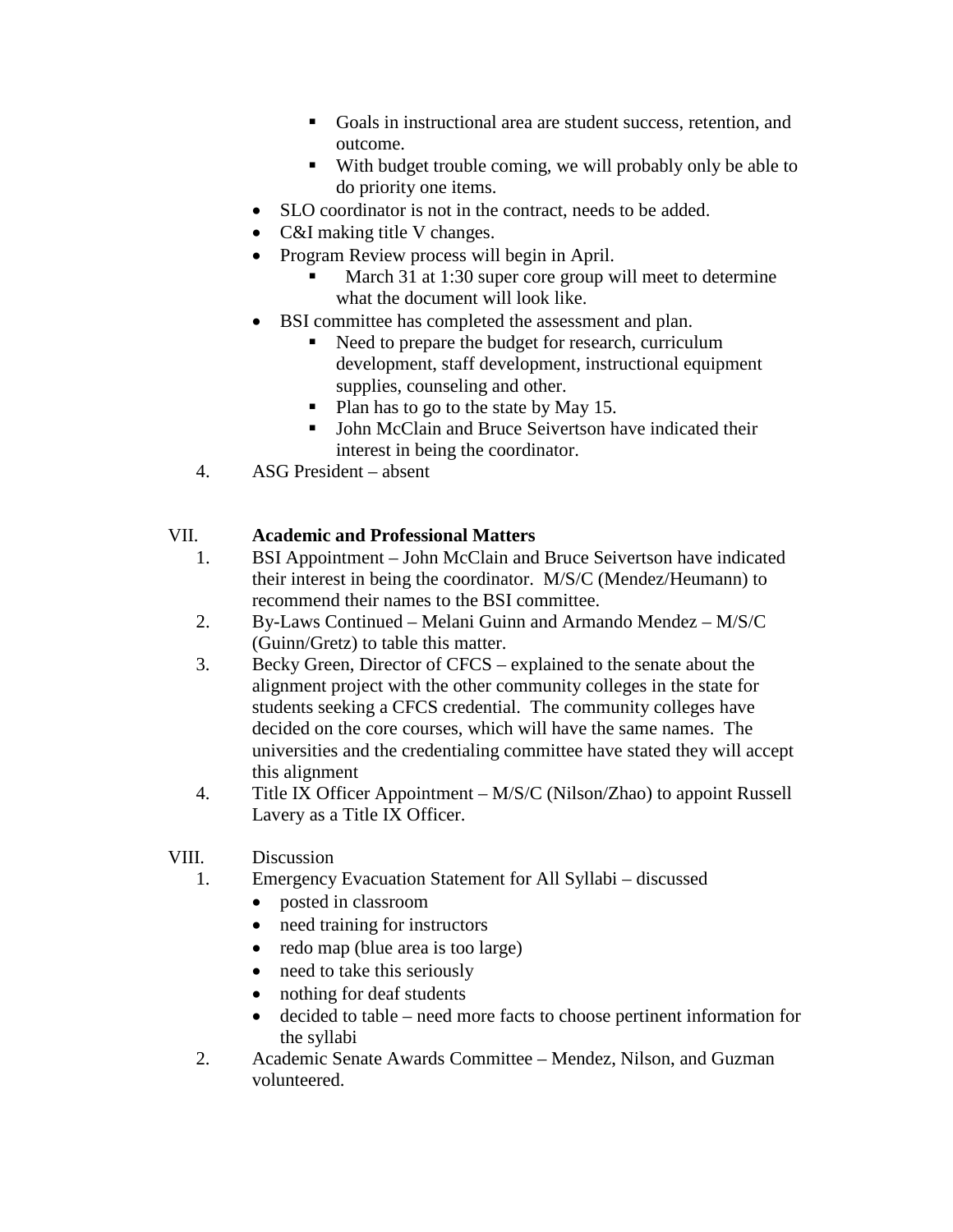- Goals in instructional area are student success, retention, and outcome.
        - With budget trouble coming, we will probably only be able to do priority one items.
    - SLO coordinator is not in the contract, needs to be added.
    - C&I making title V changes.
    - Program Review process will begin in April.
        - March 31 at 1:30 super core group will meet to determine what the document will look like.
    - BSI committee has completed the assessment and plan.
        - Need to prepare the budget for research, curriculum development, staff development, instructional equipment supplies, counseling and other.
        - Plan has to go to the state by May 15.
        - John McClain and Bruce Seivertson have indicated their interest in being the coordinator.
4. ASG President – absent

VII. **Academic and Professional Matters**

1. BSI Appointment – John McClain and Bruce Seivertson have indicated their interest in being the coordinator. M/S/C (Mendez/Heumann) to recommend their names to the BSI committee.
2. By-Laws Continued – Melani Guinn and Armando Mendez – M/S/C (Guinn/Gretz) to table this matter.
3. Becky Green, Director of CFCS – explained to the senate about the alignment project with the other community colleges in the state for students seeking a CFCS credential. The community colleges have decided on the core courses, which will have the same names. The universities and the credentialing committee have stated they will accept this alignment
4. Title IX Officer Appointment – M/S/C (Nilson/Zhao) to appoint Russell Lavery as a Title IX Officer.

VIII. Discussion

1. Emergency Evacuation Statement for All Syllabi – discussed
    - posted in classroom
    - need training for instructors
    - redo map (blue area is too large)
    - need to take this seriously
    - nothing for deaf students
    - decided to table – need more facts to choose pertinent information for the syllabi
2. Academic Senate Awards Committee – Mendez, Nilson, and Guzman volunteered.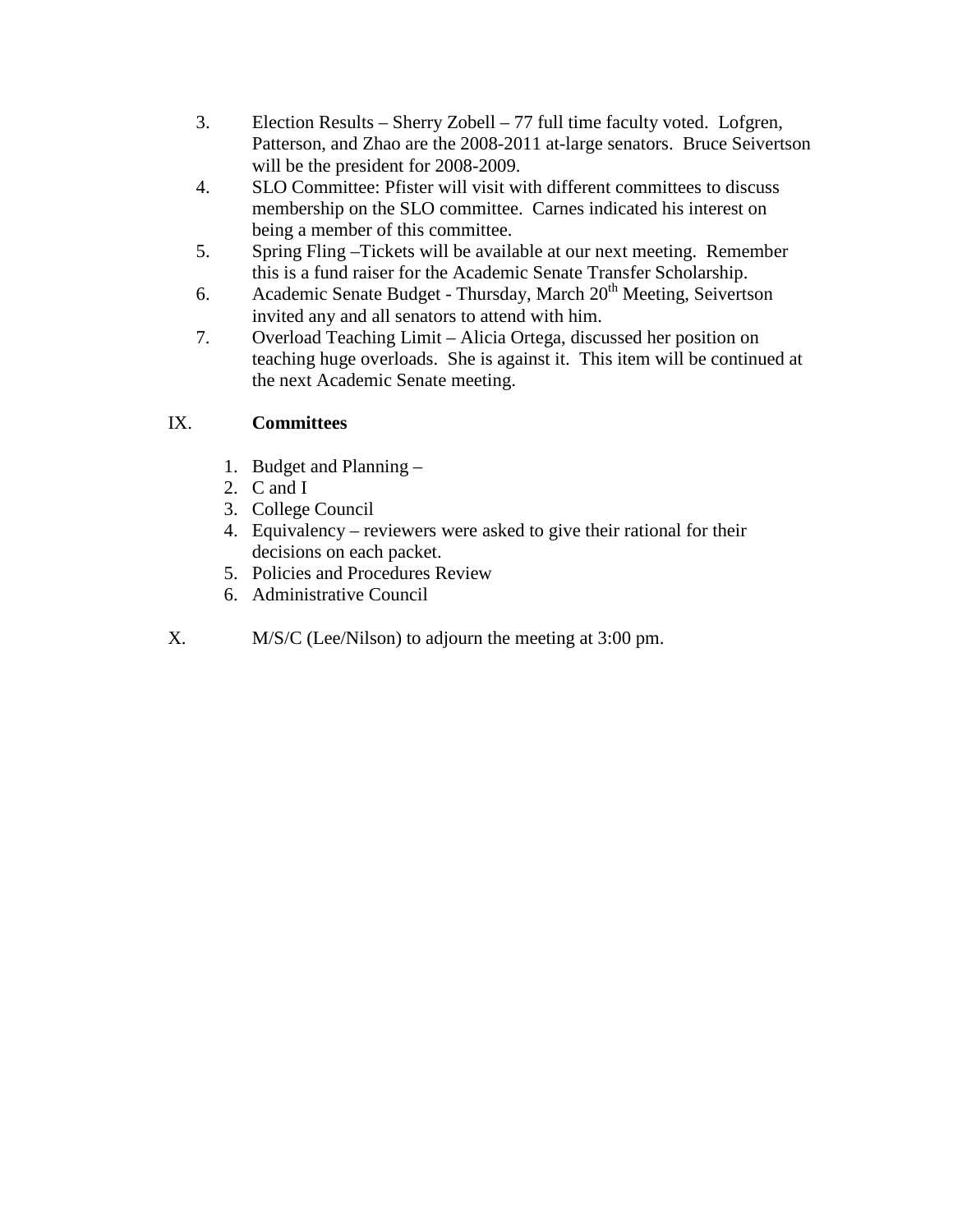3. Election Results – Sherry Zobell – 77 full time faculty voted. Lofgren, Patterson, and Zhao are the 2008-2011 at-large senators. Bruce Seivertson will be the president for 2008-2009.
4. SLO Committee: Pfister will visit with different committees to discuss membership on the SLO committee. Carnes indicated his interest on being a member of this committee.
5. Spring Fling –Tickets will be available at our next meeting. Remember this is a fund raiser for the Academic Senate Transfer Scholarship.
6. Academic Senate Budget - Thursday, March 20th Meeting, Seivertson invited any and all senators to attend with him.
7. Overload Teaching Limit – Alicia Ortega, discussed her position on teaching huge overloads. She is against it. This item will be continued at the next Academic Senate meeting.

IX. **Committees**

1. Budget and Planning –
2. C and I
3. College Council
4. Equivalency – reviewers were asked to give their rational for their decisions on each packet.
5. Policies and Procedures Review
6. Administrative Council

X. M/S/C (Lee/Nilson) to adjourn the meeting at 3:00 pm.